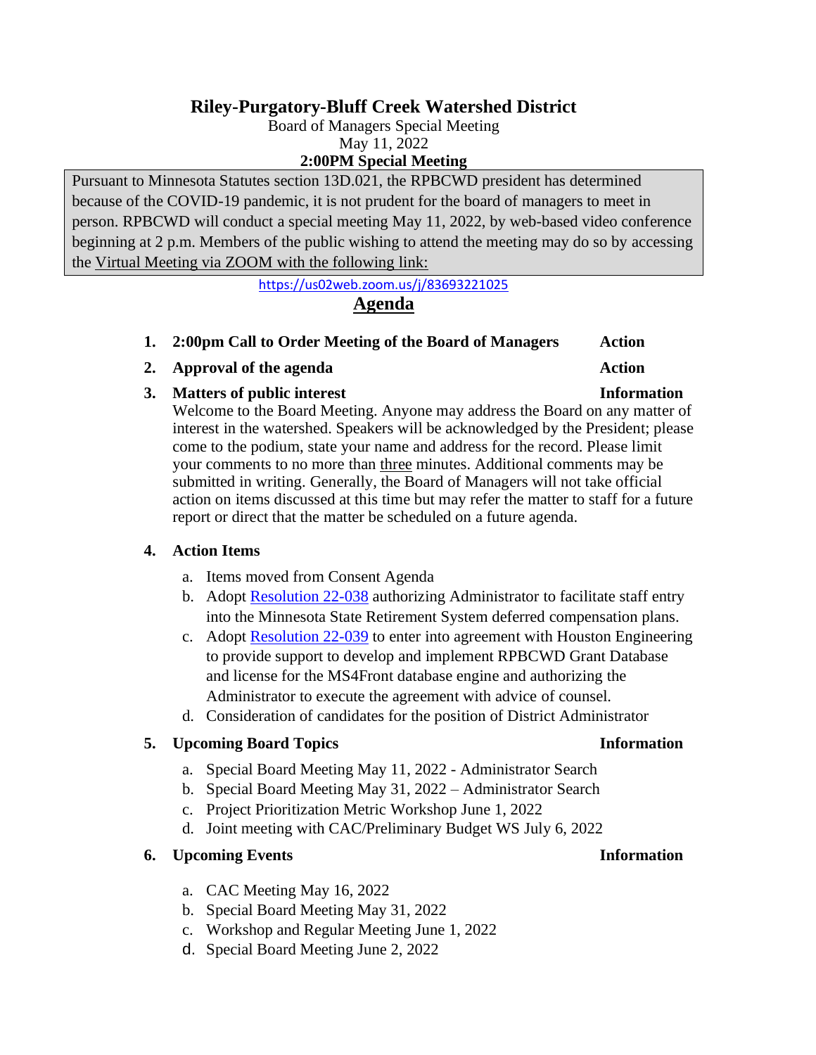# Riley-Purgatory-Bluff Creek Watershed District

Board of Managers Special Meeting
May 11, 2022
**2:00PM Special Meeting**

Pursuant to Minnesota Statutes section 13D.021, the RPBCWD president has determined because of the COVID-19 pandemic, it is not prudent for the board of managers to meet in person. RPBCWD will conduct a special meeting May 11, 2022, by web-based video conference beginning at 2 p.m. Members of the public wishing to attend the meeting may do so by accessing the Virtual Meeting via ZOOM with the following link:

https://us02web.zoom.us/j/83693221025

## Agenda

1. **2:00pm Call to Order Meeting of the Board of Managers** — **Action**
2. **Approval of the agenda** — **Action**
3. **Matters of public interest** — **Information**

   Welcome to the Board Meeting. Anyone may address the Board on any matter of interest in the watershed. Speakers will be acknowledged by the President; please come to the podium, state your name and address for the record. Please limit your comments to no more than three minutes. Additional comments may be submitted in writing. Generally, the Board of Managers will not take official action on items discussed at this time but may refer the matter to staff for a future report or direct that the matter be scheduled on a future agenda.

4. **Action Items**
   a. Items moved from Consent Agenda
   b. Adopt Resolution 22-038 authorizing Administrator to facilitate staff entry into the Minnesota State Retirement System deferred compensation plans.
   c. Adopt Resolution 22-039 to enter into agreement with Houston Engineering to provide support to develop and implement RPBCWD Grant Database and license for the MS4Front database engine and authorizing the Administrator to execute the agreement with advice of counsel.
   d. Consideration of candidates for the position of District Administrator

5. **Upcoming Board Topics** — **Information**
   a. Special Board Meeting May 11, 2022 - Administrator Search
   b. Special Board Meeting May 31, 2022 – Administrator Search
   c. Project Prioritization Metric Workshop June 1, 2022
   d. Joint meeting with CAC/Preliminary Budget WS July 6, 2022

6. **Upcoming Events** — **Information**
   a. CAC Meeting May 16, 2022
   b. Special Board Meeting May 31, 2022
   c. Workshop and Regular Meeting June 1, 2022
   d. Special Board Meeting June 2, 2022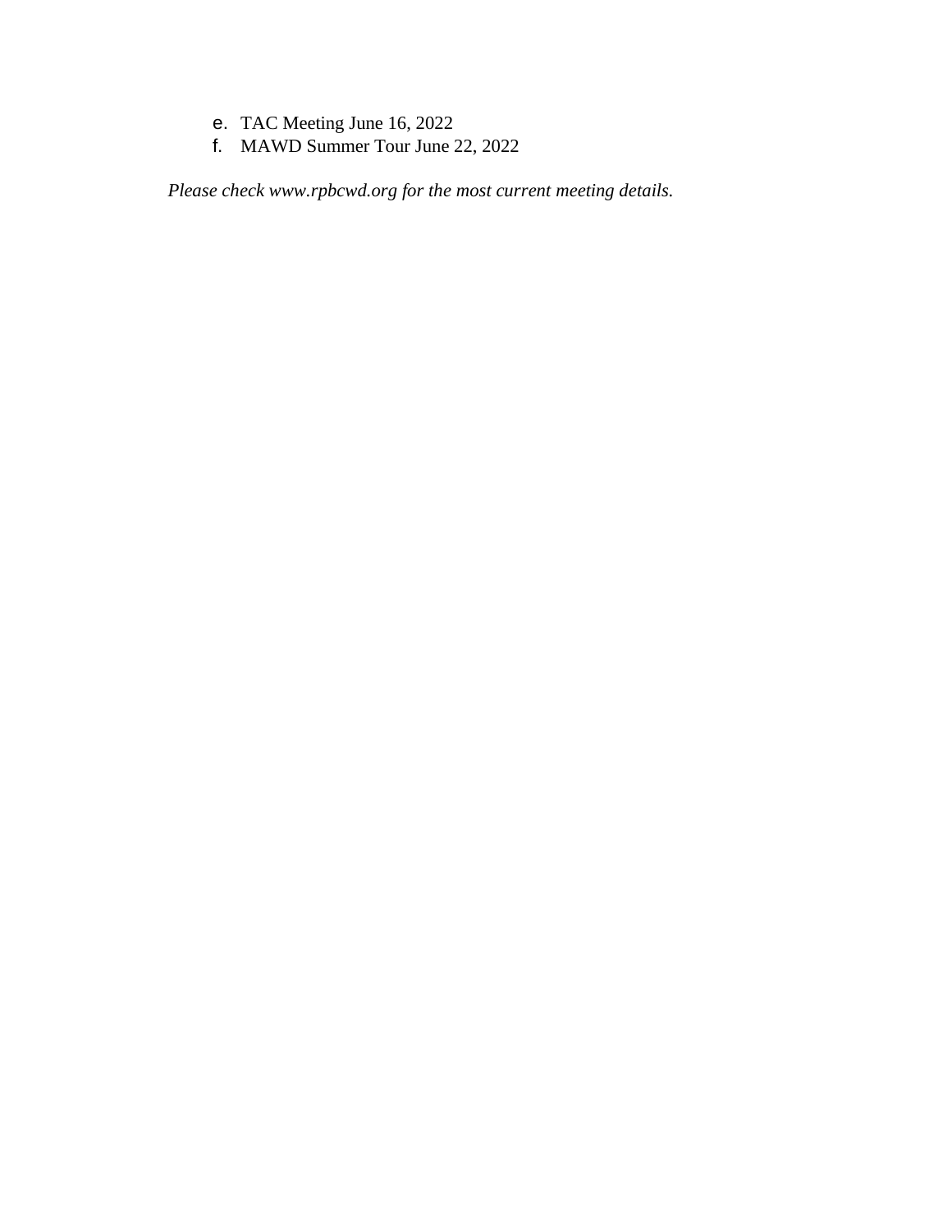e. TAC Meeting June 16, 2022
f. MAWD Summer Tour June 22, 2022

*Please check www.rpbcwd.org for the most current meeting details.*